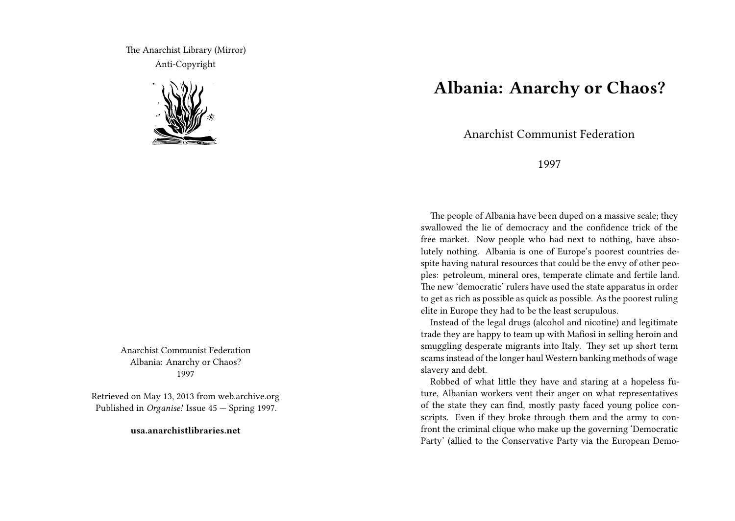The Anarchist Library (Mirror)
Anti-Copyright

Anarchist Communist Federation
Albania: Anarchy or Chaos?
1997

Retrieved on May 13, 2013 from web.archive.org
Published in *Organise!* Issue 45 — Spring 1997.

**usa.anarchistlibraries.net**

# Albania: Anarchy or Chaos?

Anarchist Communist Federation

1997

The people of Albania have been duped on a massive scale; they swallowed the lie of democracy and the confidence trick of the free market. Now people who had next to nothing, have absolutely nothing. Albania is one of Europe's poorest countries despite having natural resources that could be the envy of other peoples: petroleum, mineral ores, temperate climate and fertile land. The new 'democratic' rulers have used the state apparatus in order to get as rich as possible as quick as possible. As the poorest ruling elite in Europe they had to be the least scrupulous.

Instead of the legal drugs (alcohol and nicotine) and legitimate trade they are happy to team up with Mafiosi in selling heroin and smuggling desperate migrants into Italy. They set up short term scams instead of the longer haul Western banking methods of wage slavery and debt.

Robbed of what little they have and staring at a hopeless future, Albanian workers vent their anger on what representatives of the state they can find, mostly pasty faced young police conscripts. Even if they broke through them and the army to confront the criminal clique who make up the governing 'Democratic Party' (allied to the Conservative Party via the European Demo-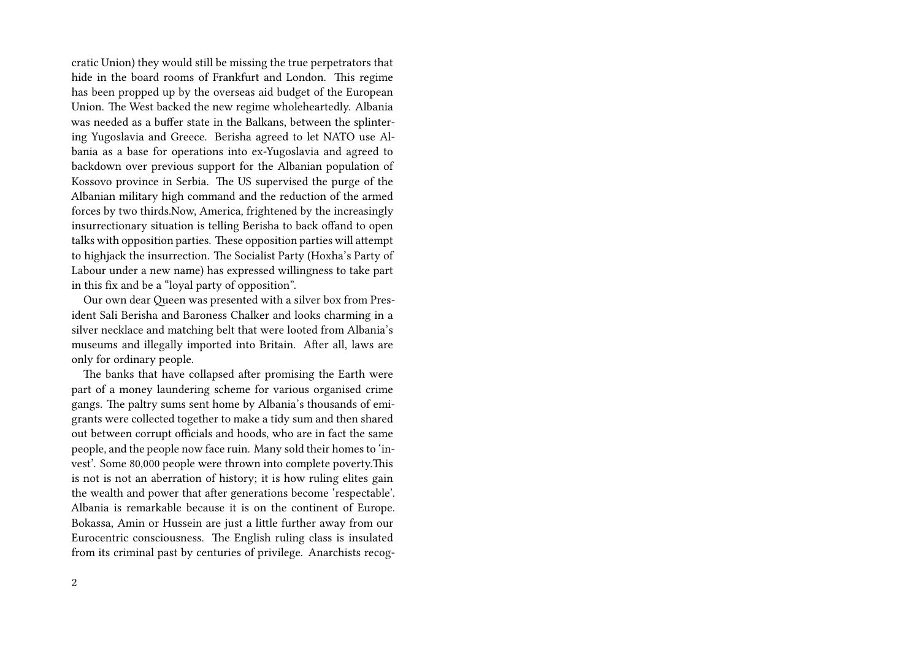cratic Union) they would still be missing the true perpetrators that hide in the board rooms of Frankfurt and London. This regime has been propped up by the overseas aid budget of the European Union. The West backed the new regime wholeheartedly. Albania was needed as a buffer state in the Balkans, between the splintering Yugoslavia and Greece. Berisha agreed to let NATO use Albania as a base for operations into ex-Yugoslavia and agreed to backdown over previous support for the Albanian population of Kossovo province in Serbia. The US supervised the purge of the Albanian military high command and the reduction of the armed forces by two thirds.Now, America, frightened by the increasingly insurrectionary situation is telling Berisha to back offand to open talks with opposition parties. These opposition parties will attempt to highjack the insurrection. The Socialist Party (Hoxha's Party of Labour under a new name) has expressed willingness to take part in this fix and be a "loyal party of opposition".

Our own dear Queen was presented with a silver box from President Sali Berisha and Baroness Chalker and looks charming in a silver necklace and matching belt that were looted from Albania's museums and illegally imported into Britain. After all, laws are only for ordinary people.

The banks that have collapsed after promising the Earth were part of a money laundering scheme for various organised crime gangs. The paltry sums sent home by Albania's thousands of emigrants were collected together to make a tidy sum and then shared out between corrupt officials and hoods, who are in fact the same people, and the people now face ruin. Many sold their homes to 'invest'. Some 80,000 people were thrown into complete poverty.This is not is not an aberration of history; it is how ruling elites gain the wealth and power that after generations become 'respectable'. Albania is remarkable because it is on the continent of Europe. Bokassa, Amin or Hussein are just a little further away from our Eurocentric consciousness. The English ruling class is insulated from its criminal past by centuries of privilege. Anarchists recog-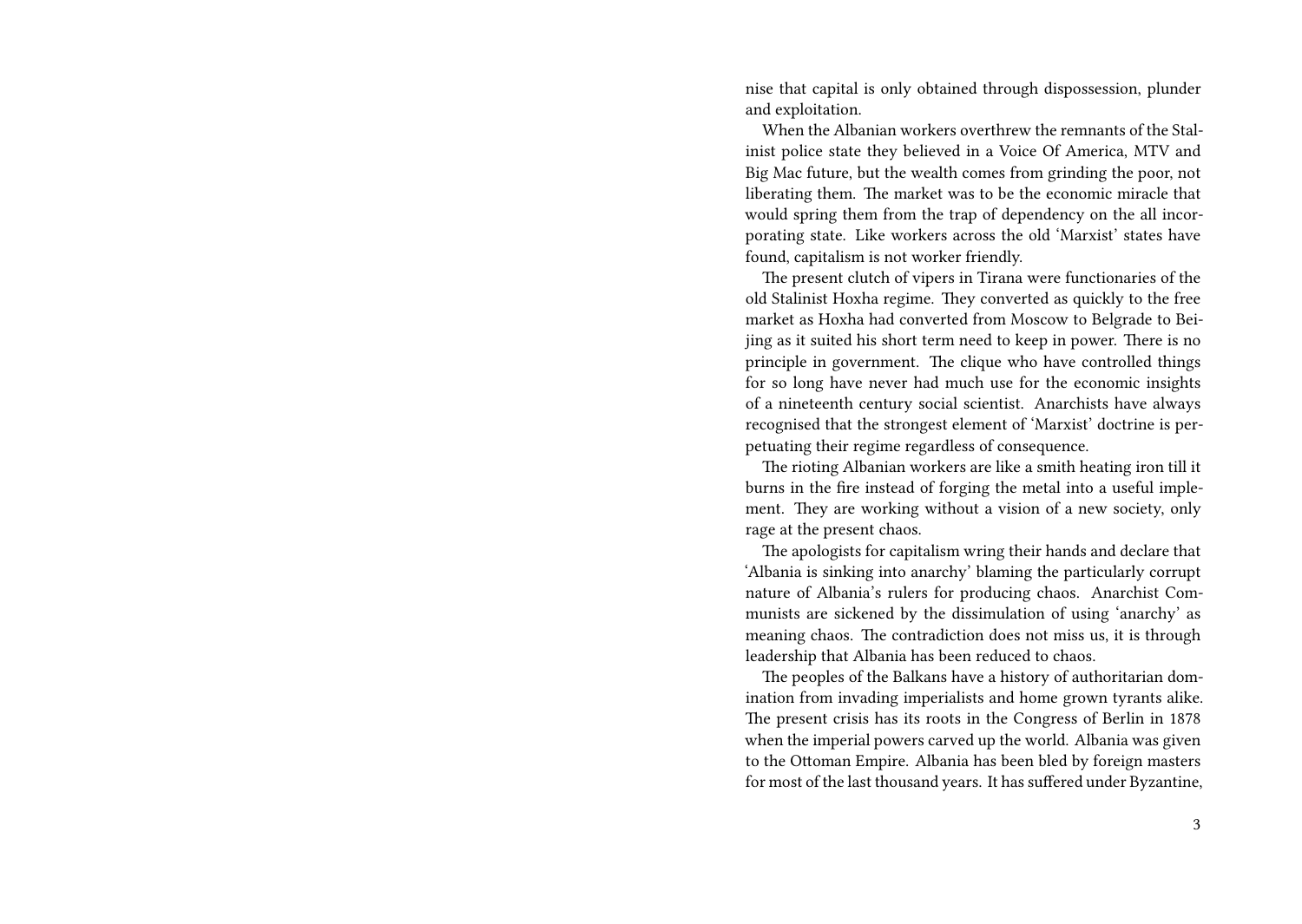nise that capital is only obtained through dispossession, plunder and exploitation.

When the Albanian workers overthrew the remnants of the Stalinist police state they believed in a Voice Of America, MTV and Big Mac future, but the wealth comes from grinding the poor, not liberating them. The market was to be the economic miracle that would spring them from the trap of dependency on the all incorporating state. Like workers across the old 'Marxist' states have found, capitalism is not worker friendly.

The present clutch of vipers in Tirana were functionaries of the old Stalinist Hoxha regime. They converted as quickly to the free market as Hoxha had converted from Moscow to Belgrade to Beijing as it suited his short term need to keep in power. There is no principle in government. The clique who have controlled things for so long have never had much use for the economic insights of a nineteenth century social scientist. Anarchists have always recognised that the strongest element of 'Marxist' doctrine is perpetuating their regime regardless of consequence.

The rioting Albanian workers are like a smith heating iron till it burns in the fire instead of forging the metal into a useful implement. They are working without a vision of a new society, only rage at the present chaos.

The apologists for capitalism wring their hands and declare that 'Albania is sinking into anarchy' blaming the particularly corrupt nature of Albania's rulers for producing chaos. Anarchist Communists are sickened by the dissimulation of using 'anarchy' as meaning chaos. The contradiction does not miss us, it is through leadership that Albania has been reduced to chaos.

The peoples of the Balkans have a history of authoritarian domination from invading imperialists and home grown tyrants alike. The present crisis has its roots in the Congress of Berlin in 1878 when the imperial powers carved up the world. Albania was given to the Ottoman Empire. Albania has been bled by foreign masters for most of the last thousand years. It has suffered under Byzantine,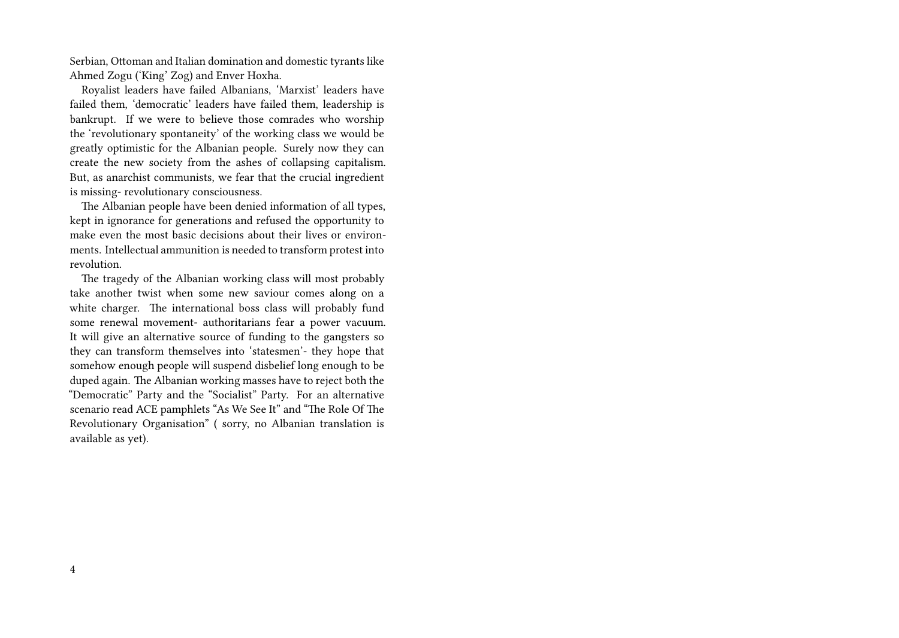Serbian, Ottoman and Italian domination and domestic tyrants like Ahmed Zogu ('King' Zog) and Enver Hoxha.

Royalist leaders have failed Albanians, 'Marxist' leaders have failed them, 'democratic' leaders have failed them, leadership is bankrupt. If we were to believe those comrades who worship the 'revolutionary spontaneity' of the working class we would be greatly optimistic for the Albanian people. Surely now they can create the new society from the ashes of collapsing capitalism. But, as anarchist communists, we fear that the crucial ingredient is missing- revolutionary consciousness.

The Albanian people have been denied information of all types, kept in ignorance for generations and refused the opportunity to make even the most basic decisions about their lives or environments. Intellectual ammunition is needed to transform protest into revolution.

The tragedy of the Albanian working class will most probably take another twist when some new saviour comes along on a white charger. The international boss class will probably fund some renewal movement- authoritarians fear a power vacuum. It will give an alternative source of funding to the gangsters so they can transform themselves into 'statesmen'- they hope that somehow enough people will suspend disbelief long enough to be duped again. The Albanian working masses have to reject both the "Democratic" Party and the "Socialist" Party. For an alternative scenario read ACE pamphlets "As We See It" and "The Role Of The Revolutionary Organisation" ( sorry, no Albanian translation is available as yet).